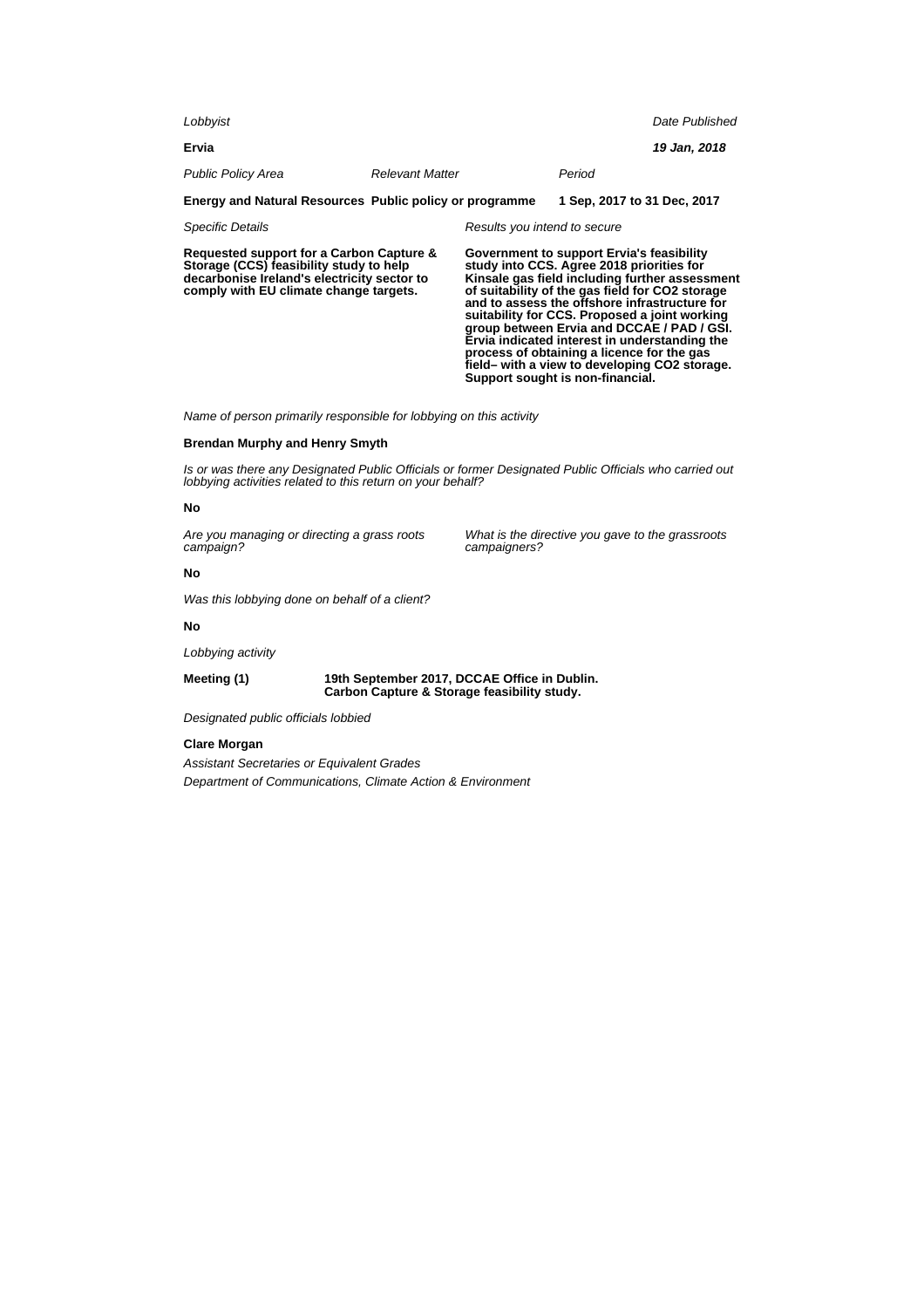*Lobbyist*

**Ervia**

*Date Published*

***19 Jan, 2018***

| *Public Policy Area* | *Relevant Matter* | *Period* |
| --- | --- | --- |
| **Energy and Natural Resources** | **Public policy or programme** | **1 Sep, 2017 to 31 Dec, 2017** |

| *Specific Details* | *Results you intend to secure* |
| --- | --- |
| **Requested support for a Carbon Capture & Storage (CCS) feasibility study to help decarbonise Ireland's electricity sector to comply with EU climate change targets.** | **Government to support Ervia's feasibility study into CCS. Agree 2018 priorities for Kinsale gas field including further assessment of suitability of the gas field for $CO_2$ storage and to assess the offshore infrastructure for suitability for CCS. Proposed a joint working group between Ervia and DCCAE / PAD / GSI. Ervia indicated interest in understanding the process of obtaining a licence for the gas field– with a view to developing $CO_2$ storage. Support sought is non-financial.** |

*Name of person primarily responsible for lobbying on this activity*

**Brendan Murphy and Henry Smyth**

*Is or was there any Designated Public Officials or former Designated Public Officials who carried out lobbying activities related to this return on your behalf?*

**No**

*Are you managing or directing a grass roots campaign?*

**No**

*What is the directive you gave to the grassroots campaigners?*

*Was this lobbying done on behalf of a client?*

**No**

*Lobbying activity*

**Meeting (1)** **19th September 2017, DCCAE Office in Dublin. Carbon Capture & Storage feasibility study.**

*Designated public officials lobbied*

**Clare Morgan**

*Assistant Secretaries or Equivalent Grades*

*Department of Communications, Climate Action & Environment*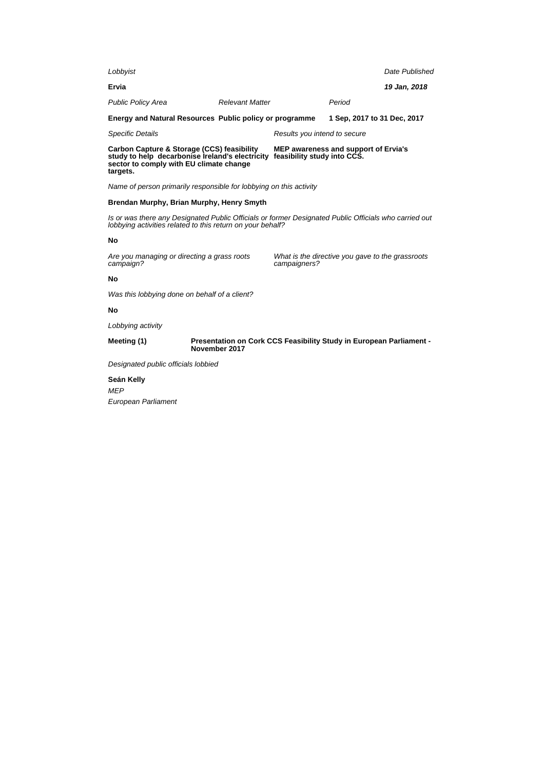*Lobbyist*

**Ervia**

*Date Published*

***19 Jan, 2018***

| *Public Policy Area* | *Relevant Matter* | *Period* |
| --- | --- | --- |
| **Energy and Natural Resources** | **Public policy or programme** | **1 Sep, 2017 to 31 Dec, 2017** |

| *Specific Details* | *Results you intend to secure* |
| --- | --- |
| **Carbon Capture & Storage (CCS) feasibility study to help decarbonise Ireland's electricity sector to comply with EU climate change targets.** | **MEP awareness and support of Ervia's feasibility study into CCS.** |

*Name of person primarily responsible for lobbying on this activity*

**Brendan Murphy, Brian Murphy, Henry Smyth**

*Is or was there any Designated Public Officials or former Designated Public Officials who carried out lobbying activities related to this return on your behalf?*

**No**

| *Are you managing or directing a grass roots campaign?* | *What is the directive you gave to the grassroots campaigners?* |
| --- | --- |
| **No** | |

*Was this lobbying done on behalf of a client?*

**No**

*Lobbying activity*

| **Meeting (1)** | **Presentation on Cork CCS Feasibility Study in European Parliament - November 2017** |
| --- | --- |

*Designated public officials lobbied*

**Seán Kelly**

*MEP*

*European Parliament*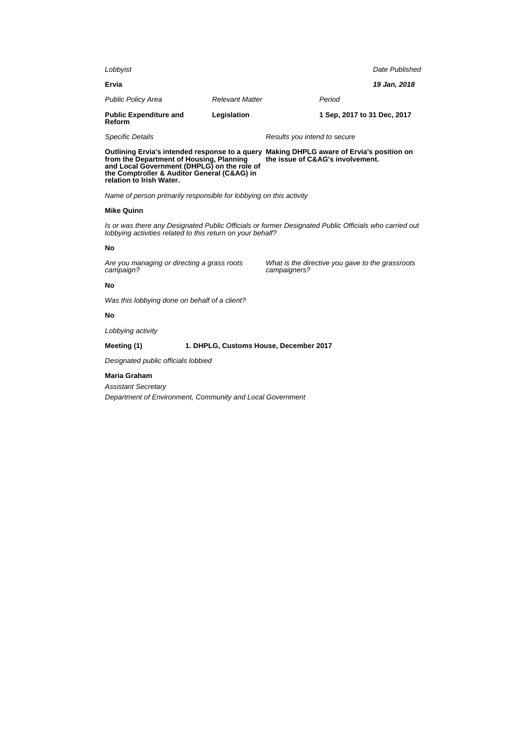*Lobbyist* *Date Published*

**Ervia** ***19 Jan, 2018***

| *Public Policy Area* | *Relevant Matter* | *Period* |
|---|---|---|
| **Public Expenditure and Reform** | **Legislation** | **1 Sep, 2017 to 31 Dec, 2017** |

| *Specific Details* | *Results you intend to secure* |
|---|---|
| **Outlining Ervia's intended response to a query from the Department of Housing, Planning and Local Government (DHPLG) on the role of the Comptroller & Auditor General (C&AG) in relation to Irish Water.** | **Making DHPLG aware of Ervia's position on the issue of C&AG's involvement.** |

*Name of person primarily responsible for lobbying on this activity*

**Mike Quinn**

*Is or was there any Designated Public Officials or former Designated Public Officials who carried out lobbying activities related to this return on your behalf?*

**No**

*Are you managing or directing a grass roots campaign?*

*What is the directive you gave to the grassroots campaigners?*

**No**

*Was this lobbying done on behalf of a client?*

**No**

*Lobbying activity*

**Meeting (1)** **1. DHPLG, Customs House, December 2017**

*Designated public officials lobbied*

**Maria Graham**

*Assistant Secretary*

*Department of Environment, Community and Local Government*